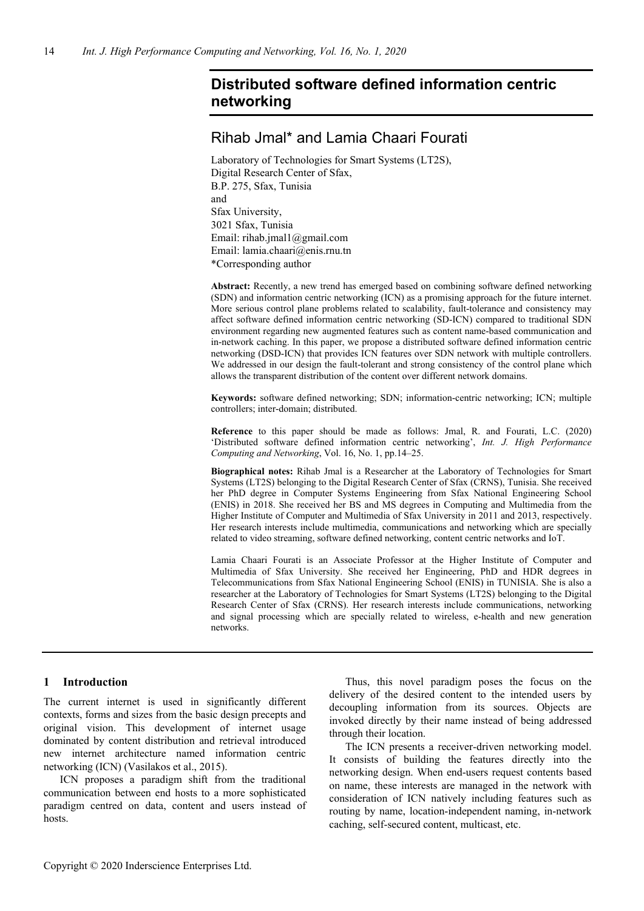# Distributed software defined information centric networking

## Rihab Jmal* and Lamia Chaari Fourati

Laboratory of Technologies for Smart Systems (LT2S),
Digital Research Center of Sfax,
B.P. 275, Sfax, Tunisia
and
Sfax University,
3021 Sfax, Tunisia
Email: rihab.jmal1@gmail.com
Email: lamia.chaari@enis.rnu.tn
*Corresponding author

**Abstract:** Recently, a new trend has emerged based on combining software defined networking (SDN) and information centric networking (ICN) as a promising approach for the future internet. More serious control plane problems related to scalability, fault-tolerance and consistency may affect software defined information centric networking (SD-ICN) compared to traditional SDN environment regarding new augmented features such as content name-based communication and in-network caching. In this paper, we propose a distributed software defined information centric networking (DSD-ICN) that provides ICN features over SDN network with multiple controllers. We addressed in our design the fault-tolerant and strong consistency of the control plane which allows the transparent distribution of the content over different network domains.

**Keywords:** software defined networking; SDN; information-centric networking; ICN; multiple controllers; inter-domain; distributed.

**Reference** to this paper should be made as follows: Jmal, R. and Fourati, L.C. (2020) 'Distributed software defined information centric networking', *Int. J. High Performance Computing and Networking*, Vol. 16, No. 1, pp.14–25.

**Biographical notes:** Rihab Jmal is a Researcher at the Laboratory of Technologies for Smart Systems (LT2S) belonging to the Digital Research Center of Sfax (CRNS), Tunisia. She received her PhD degree in Computer Systems Engineering from Sfax National Engineering School (ENIS) in 2018. She received her BS and MS degrees in Computing and Multimedia from the Higher Institute of Computer and Multimedia of Sfax University in 2011 and 2013, respectively. Her research interests include multimedia, communications and networking which are specially related to video streaming, software defined networking, content centric networks and IoT.

Lamia Chaari Fourati is an Associate Professor at the Higher Institute of Computer and Multimedia of Sfax University. She received her Engineering, PhD and HDR degrees in Telecommunications from Sfax National Engineering School (ENIS) in TUNISIA. She is also a researcher at the Laboratory of Technologies for Smart Systems (LT2S) belonging to the Digital Research Center of Sfax (CRNS). Her research interests include communications, networking and signal processing which are specially related to wireless, e-health and new generation networks.

## 1 Introduction

The current internet is used in significantly different contexts, forms and sizes from the basic design precepts and original vision. This development of internet usage dominated by content distribution and retrieval introduced new internet architecture named information centric networking (ICN) (Vasilakos et al., 2015).

ICN proposes a paradigm shift from the traditional communication between end hosts to a more sophisticated paradigm centred on data, content and users instead of hosts.

Thus, this novel paradigm poses the focus on the delivery of the desired content to the intended users by decoupling information from its sources. Objects are invoked directly by their name instead of being addressed through their location.

The ICN presents a receiver-driven networking model. It consists of building the features directly into the networking design. When end-users request contents based on name, these interests are managed in the network with consideration of ICN natively including features such as routing by name, location-independent naming, in-network caching, self-secured content, multicast, etc.

Copyright © 2020 Inderscience Enterprises Ltd.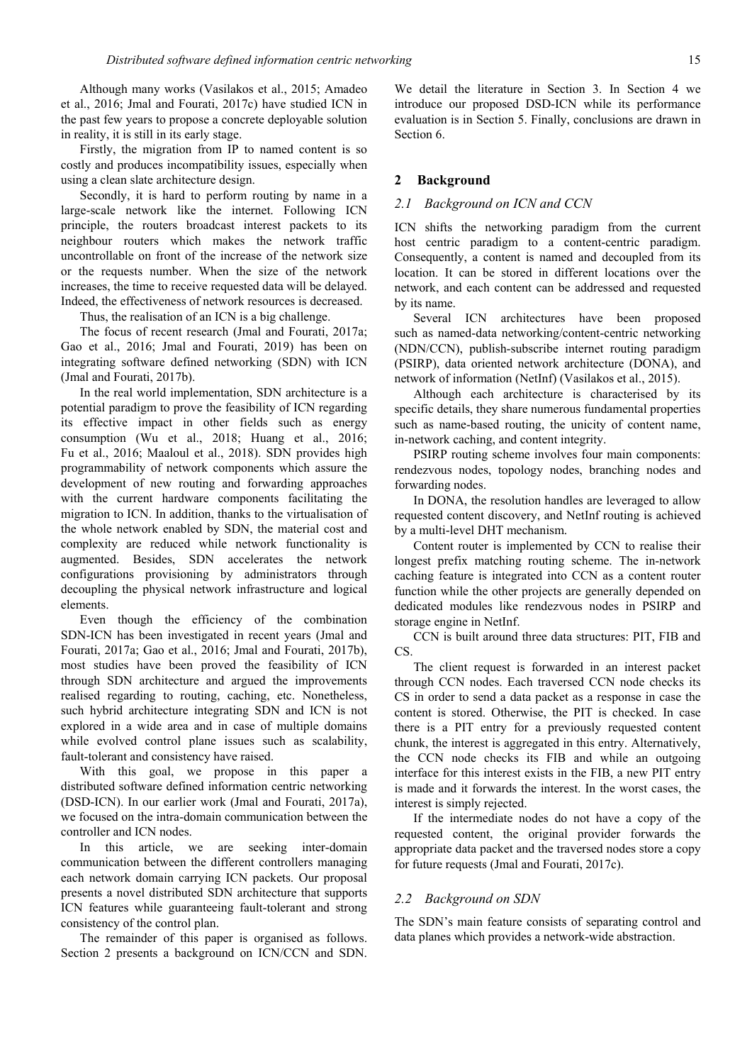Although many works (Vasilakos et al., 2015; Amadeo et al., 2016; Jmal and Fourati, 2017c) have studied ICN in the past few years to propose a concrete deployable solution in reality, it is still in its early stage.

Firstly, the migration from IP to named content is so costly and produces incompatibility issues, especially when using a clean slate architecture design.

Secondly, it is hard to perform routing by name in a large-scale network like the internet. Following ICN principle, the routers broadcast interest packets to its neighbour routers which makes the network traffic uncontrollable on front of the increase of the network size or the requests number. When the size of the network increases, the time to receive requested data will be delayed. Indeed, the effectiveness of network resources is decreased.

Thus, the realisation of an ICN is a big challenge.

The focus of recent research (Jmal and Fourati, 2017a; Gao et al., 2016; Jmal and Fourati, 2019) has been on integrating software defined networking (SDN) with ICN (Jmal and Fourati, 2017b).

In the real world implementation, SDN architecture is a potential paradigm to prove the feasibility of ICN regarding its effective impact in other fields such as energy consumption (Wu et al., 2018; Huang et al., 2016; Fu et al., 2016; Maaloul et al., 2018). SDN provides high programmability of network components which assure the development of new routing and forwarding approaches with the current hardware components facilitating the migration to ICN. In addition, thanks to the virtualisation of the whole network enabled by SDN, the material cost and complexity are reduced while network functionality is augmented. Besides, SDN accelerates the network configurations provisioning by administrators through decoupling the physical network infrastructure and logical elements.

Even though the efficiency of the combination SDN-ICN has been investigated in recent years (Jmal and Fourati, 2017a; Gao et al., 2016; Jmal and Fourati, 2017b), most studies have been proved the feasibility of ICN through SDN architecture and argued the improvements realised regarding to routing, caching, etc. Nonetheless, such hybrid architecture integrating SDN and ICN is not explored in a wide area and in case of multiple domains while evolved control plane issues such as scalability, fault-tolerant and consistency have raised.

With this goal, we propose in this paper a distributed software defined information centric networking (DSD-ICN). In our earlier work (Jmal and Fourati, 2017a), we focused on the intra-domain communication between the controller and ICN nodes.

In this article, we are seeking inter-domain communication between the different controllers managing each network domain carrying ICN packets. Our proposal presents a novel distributed SDN architecture that supports ICN features while guaranteeing fault-tolerant and strong consistency of the control plan.

The remainder of this paper is organised as follows. Section 2 presents a background on ICN/CCN and SDN. We detail the literature in Section 3. In Section 4 we introduce our proposed DSD-ICN while its performance evaluation is in Section 5. Finally, conclusions are drawn in Section 6.

## 2 Background

### 2.1 Background on ICN and CCN

ICN shifts the networking paradigm from the current host centric paradigm to a content-centric paradigm. Consequently, a content is named and decoupled from its location. It can be stored in different locations over the network, and each content can be addressed and requested by its name.

Several ICN architectures have been proposed such as named-data networking/content-centric networking (NDN/CCN), publish-subscribe internet routing paradigm (PSIRP), data oriented network architecture (DONA), and network of information (NetInf) (Vasilakos et al., 2015).

Although each architecture is characterised by its specific details, they share numerous fundamental properties such as name-based routing, the unicity of content name, in-network caching, and content integrity.

PSIRP routing scheme involves four main components: rendezvous nodes, topology nodes, branching nodes and forwarding nodes.

In DONA, the resolution handles are leveraged to allow requested content discovery, and NetInf routing is achieved by a multi-level DHT mechanism.

Content router is implemented by CCN to realise their longest prefix matching routing scheme. The in-network caching feature is integrated into CCN as a content router function while the other projects are generally depended on dedicated modules like rendezvous nodes in PSIRP and storage engine in NetInf.

CCN is built around three data structures: PIT, FIB and CS.

The client request is forwarded in an interest packet through CCN nodes. Each traversed CCN node checks its CS in order to send a data packet as a response in case the content is stored. Otherwise, the PIT is checked. In case there is a PIT entry for a previously requested content chunk, the interest is aggregated in this entry. Alternatively, the CCN node checks its FIB and while an outgoing interface for this interest exists in the FIB, a new PIT entry is made and it forwards the interest. In the worst cases, the interest is simply rejected.

If the intermediate nodes do not have a copy of the requested content, the original provider forwards the appropriate data packet and the traversed nodes store a copy for future requests (Jmal and Fourati, 2017c).

### 2.2 Background on SDN

The SDN's main feature consists of separating control and data planes which provides a network-wide abstraction.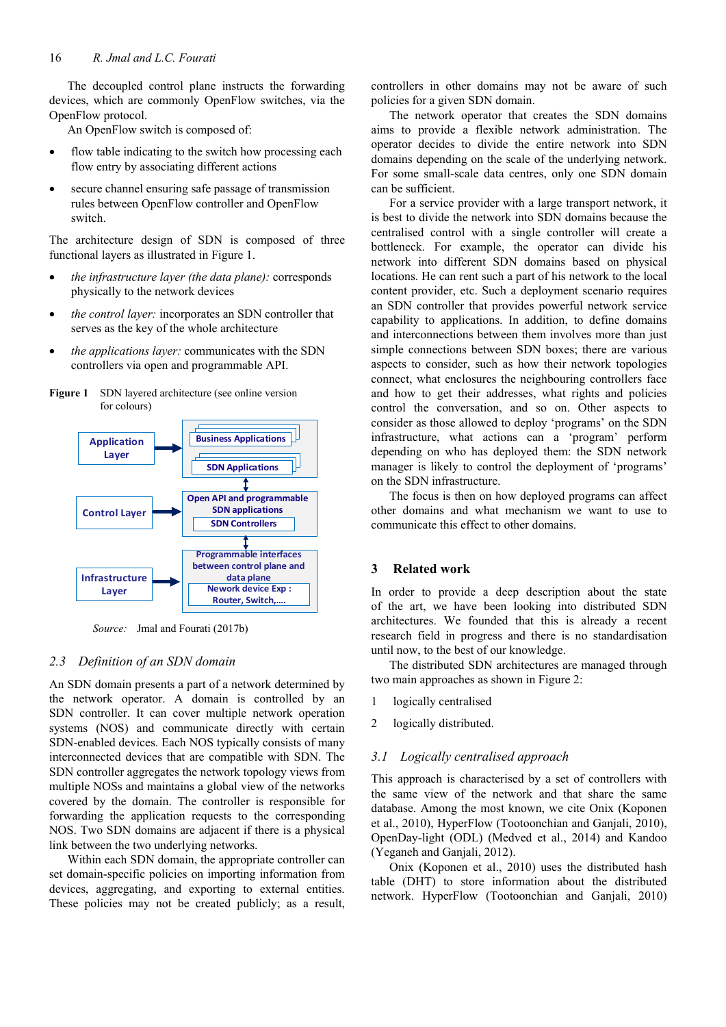The decoupled control plane instructs the forwarding devices, which are commonly OpenFlow switches, via the OpenFlow protocol.

An OpenFlow switch is composed of:

- flow table indicating to the switch how processing each flow entry by associating different actions
- secure channel ensuring safe passage of transmission rules between OpenFlow controller and OpenFlow switch.

The architecture design of SDN is composed of three functional layers as illustrated in Figure 1.

- *the infrastructure layer (the data plane):* corresponds physically to the network devices
- *the control layer:* incorporates an SDN controller that serves as the key of the whole architecture
- *the applications layer:* communicates with the SDN controllers via open and programmable API.

**Figure 1** SDN layered architecture (see online version for colours)

Application Layer

Business Applications

SDN Applications

Control Layer

Open API and programmable SDN applications

SDN Controllers

Infrastructure Layer

Programmable interfaces between control plane and data plane

Nework device Exp : Router, Switch,....

*Source:* Jmal and Fourati (2017b)

### 2.3 Definition of an SDN domain

An SDN domain presents a part of a network determined by the network operator. A domain is controlled by an SDN controller. It can cover multiple network operation systems (NOS) and communicate directly with certain SDN-enabled devices. Each NOS typically consists of many interconnected devices that are compatible with SDN. The SDN controller aggregates the network topology views from multiple NOSs and maintains a global view of the networks covered by the domain. The controller is responsible for forwarding the application requests to the corresponding NOS. Two SDN domains are adjacent if there is a physical link between the two underlying networks.

Within each SDN domain, the appropriate controller can set domain-specific policies on importing information from devices, aggregating, and exporting to external entities. These policies may not be created publicly; as a result, controllers in other domains may not be aware of such policies for a given SDN domain.

The network operator that creates the SDN domains aims to provide a flexible network administration. The operator decides to divide the entire network into SDN domains depending on the scale of the underlying network. For some small-scale data centres, only one SDN domain can be sufficient.

For a service provider with a large transport network, it is best to divide the network into SDN domains because the centralised control with a single controller will create a bottleneck. For example, the operator can divide his network into different SDN domains based on physical locations. He can rent such a part of his network to the local content provider, etc. Such a deployment scenario requires an SDN controller that provides powerful network service capability to applications. In addition, to define domains and interconnections between them involves more than just simple connections between SDN boxes; there are various aspects to consider, such as how their network topologies connect, what enclosures the neighbouring controllers face and how to get their addresses, what rights and policies control the conversation, and so on. Other aspects to consider as those allowed to deploy 'programs' on the SDN infrastructure, what actions can a 'program' perform depending on who has deployed them: the SDN network manager is likely to control the deployment of 'programs' on the SDN infrastructure.

The focus is then on how deployed programs can affect other domains and what mechanism we want to use to communicate this effect to other domains.

## 3 Related work

In order to provide a deep description about the state of the art, we have been looking into distributed SDN architectures. We founded that this is already a recent research field in progress and there is no standardisation until now, to the best of our knowledge.

The distributed SDN architectures are managed through two main approaches as shown in Figure 2:

1. logically centralised
2. logically distributed.

### 3.1 Logically centralised approach

This approach is characterised by a set of controllers with the same view of the network and that share the same database. Among the most known, we cite Onix (Koponen et al., 2010), HyperFlow (Tootoonchian and Ganjali, 2010), OpenDay-light (ODL) (Medved et al., 2014) and Kandoo (Yeganeh and Ganjali, 2012).

Onix (Koponen et al., 2010) uses the distributed hash table (DHT) to store information about the distributed network. HyperFlow (Tootoonchian and Ganjali, 2010)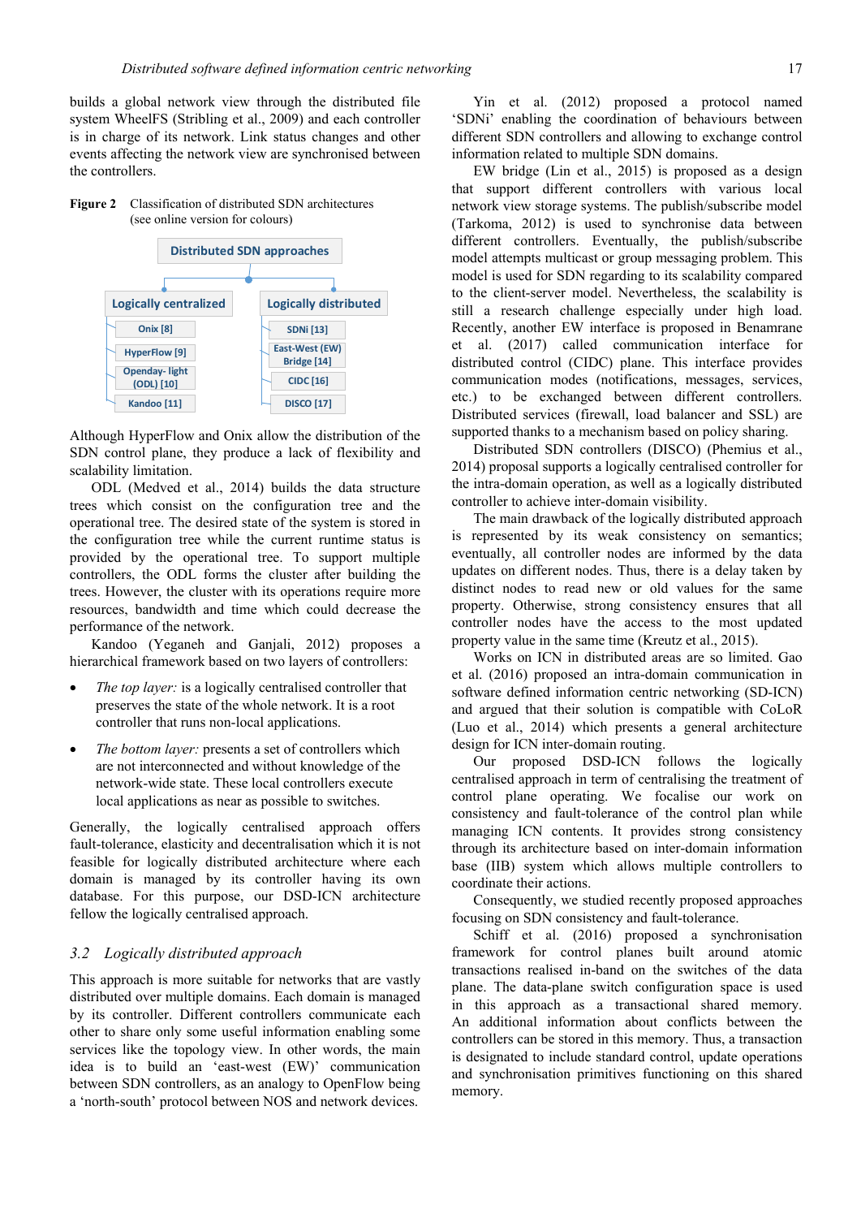builds a global network view through the distributed file system WheelFS (Stribling et al., 2009) and each controller is in charge of its network. Link status changes and other events affecting the network view are synchronised between the controllers.

**Figure 2** Classification of distributed SDN architectures (see online version for colours)

Distributed SDN approaches

Logically centralized

Onix [8]

HyperFlow [9]

Openday- light (ODL) [10]

Kandoo [11]

Logically distributed

SDNi [13]

East-West (EW) Bridge [14]

CIDC [16]

DISCO [17]

Although HyperFlow and Onix allow the distribution of the SDN control plane, they produce a lack of flexibility and scalability limitation.

ODL (Medved et al., 2014) builds the data structure trees which consist on the configuration tree and the operational tree. The desired state of the system is stored in the configuration tree while the current runtime status is provided by the operational tree. To support multiple controllers, the ODL forms the cluster after building the trees. However, the cluster with its operations require more resources, bandwidth and time which could decrease the performance of the network.

Kandoo (Yeganeh and Ganjali, 2012) proposes a hierarchical framework based on two layers of controllers:

- *The top layer:* is a logically centralised controller that preserves the state of the whole network. It is a root controller that runs non-local applications.
- *The bottom layer:* presents a set of controllers which are not interconnected and without knowledge of the network-wide state. These local controllers execute local applications as near as possible to switches.

Generally, the logically centralised approach offers fault-tolerance, elasticity and decentralisation which it is not feasible for logically distributed architecture where each domain is managed by its controller having its own database. For this purpose, our DSD-ICN architecture fellow the logically centralised approach.

## 3.2 *Logically distributed approach*

This approach is more suitable for networks that are vastly distributed over multiple domains. Each domain is managed by its controller. Different controllers communicate each other to share only some useful information enabling some services like the topology view. In other words, the main idea is to build an 'east-west (EW)' communication between SDN controllers, as an analogy to OpenFlow being a 'north-south' protocol between NOS and network devices.

Yin et al. (2012) proposed a protocol named 'SDNi' enabling the coordination of behaviours between different SDN controllers and allowing to exchange control information related to multiple SDN domains.

EW bridge (Lin et al., 2015) is proposed as a design that support different controllers with various local network view storage systems. The publish/subscribe model (Tarkoma, 2012) is used to synchronise data between different controllers. Eventually, the publish/subscribe model attempts multicast or group messaging problem. This model is used for SDN regarding to its scalability compared to the client-server model. Nevertheless, the scalability is still a research challenge especially under high load. Recently, another EW interface is proposed in Benamrane et al. (2017) called communication interface for distributed control (CIDC) plane. This interface provides communication modes (notifications, messages, services, etc.) to be exchanged between different controllers. Distributed services (firewall, load balancer and SSL) are supported thanks to a mechanism based on policy sharing.

Distributed SDN controllers (DISCO) (Phemius et al., 2014) proposal supports a logically centralised controller for the intra-domain operation, as well as a logically distributed controller to achieve inter-domain visibility.

The main drawback of the logically distributed approach is represented by its weak consistency on semantics; eventually, all controller nodes are informed by the data updates on different nodes. Thus, there is a delay taken by distinct nodes to read new or old values for the same property. Otherwise, strong consistency ensures that all controller nodes have the access to the most updated property value in the same time (Kreutz et al., 2015).

Works on ICN in distributed areas are so limited. Gao et al. (2016) proposed an intra-domain communication in software defined information centric networking (SD-ICN) and argued that their solution is compatible with CoLoR (Luo et al., 2014) which presents a general architecture design for ICN inter-domain routing.

Our proposed DSD-ICN follows the logically centralised approach in term of centralising the treatment of control plane operating. We focalise our work on consistency and fault-tolerance of the control plan while managing ICN contents. It provides strong consistency through its architecture based on inter-domain information base (IIB) system which allows multiple controllers to coordinate their actions.

Consequently, we studied recently proposed approaches focusing on SDN consistency and fault-tolerance.

Schiff et al. (2016) proposed a synchronisation framework for control planes built around atomic transactions realised in-band on the switches of the data plane. The data-plane switch configuration space is used in this approach as a transactional shared memory. An additional information about conflicts between the controllers can be stored in this memory. Thus, a transaction is designated to include standard control, update operations and synchronisation primitives functioning on this shared memory.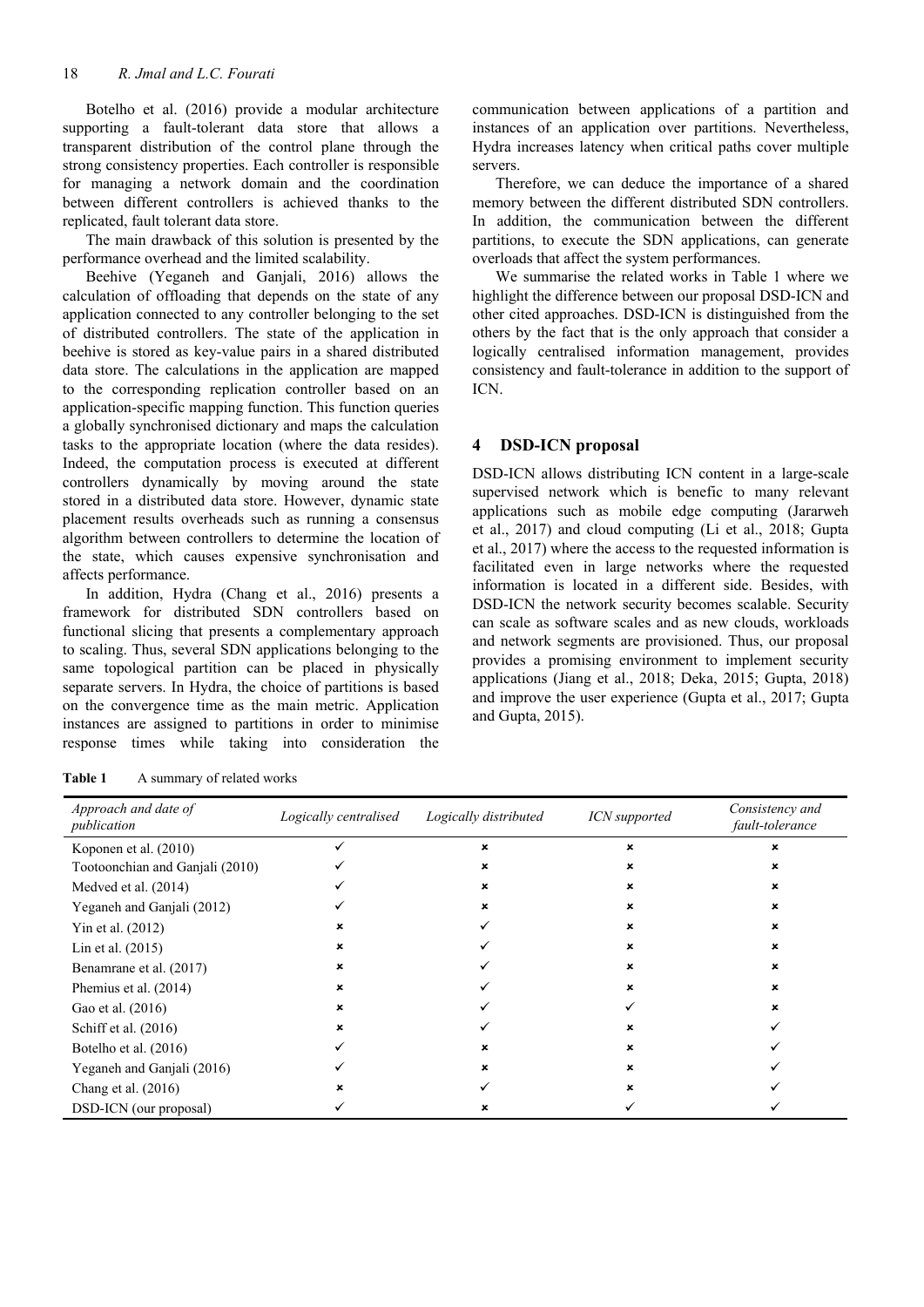Botelho et al. (2016) provide a modular architecture supporting a fault-tolerant data store that allows a transparent distribution of the control plane through the strong consistency properties. Each controller is responsible for managing a network domain and the coordination between different controllers is achieved thanks to the replicated, fault tolerant data store.

The main drawback of this solution is presented by the performance overhead and the limited scalability.

Beehive (Yeganeh and Ganjali, 2016) allows the calculation of offloading that depends on the state of any application connected to any controller belonging to the set of distributed controllers. The state of the application in beehive is stored as key-value pairs in a shared distributed data store. The calculations in the application are mapped to the corresponding replication controller based on an application-specific mapping function. This function queries a globally synchronised dictionary and maps the calculation tasks to the appropriate location (where the data resides). Indeed, the computation process is executed at different controllers dynamically by moving around the state stored in a distributed data store. However, dynamic state placement results overheads such as running a consensus algorithm between controllers to determine the location of the state, which causes expensive synchronisation and affects performance.

In addition, Hydra (Chang et al., 2016) presents a framework for distributed SDN controllers based on functional slicing that presents a complementary approach to scaling. Thus, several SDN applications belonging to the same topological partition can be placed in physically separate servers. In Hydra, the choice of partitions is based on the convergence time as the main metric. Application instances are assigned to partitions in order to minimise response times while taking into consideration the communication between applications of a partition and instances of an application over partitions. Nevertheless, Hydra increases latency when critical paths cover multiple servers.

Therefore, we can deduce the importance of a shared memory between the different distributed SDN controllers. In addition, the communication between the different partitions, to execute the SDN applications, can generate overloads that affect the system performances.

We summarise the related works in Table 1 where we highlight the difference between our proposal DSD-ICN and other cited approaches. DSD-ICN is distinguished from the others by the fact that is the only approach that consider a logically centralised information management, provides consistency and fault-tolerance in addition to the support of ICN.

## 4 DSD-ICN proposal

DSD-ICN allows distributing ICN content in a large-scale supervised network which is benefic to many relevant applications such as mobile edge computing (Jararweh et al., 2017) and cloud computing (Li et al., 2018; Gupta et al., 2017) where the access to the requested information is facilitated even in large networks where the requested information is located in a different side. Besides, with DSD-ICN the network security becomes scalable. Security can scale as software scales and as new clouds, workloads and network segments are provisioned. Thus, our proposal provides a promising environment to implement security applications (Jiang et al., 2018; Deka, 2015; Gupta, 2018) and improve the user experience (Gupta et al., 2017; Gupta and Gupta, 2015).

**Table 1** A summary of related works

| *Approach and date of publication* | *Logically centralised* | *Logically distributed* | *ICN supported* | *Consistency and fault-tolerance* |
|---|---|---|---|---|
| Koponen et al. (2010) | ✓ | × | × | × |
| Tootoonchian and Ganjali (2010) | ✓ | × | × | × |
| Medved et al. (2014) | ✓ | × | × | × |
| Yeganeh and Ganjali (2012) | ✓ | × | × | × |
| Yin et al. (2012) | × | ✓ | × | × |
| Lin et al. (2015) | × | ✓ | × | × |
| Benamrane et al. (2017) | × | ✓ | × | × |
| Phemius et al. (2014) | × | ✓ | × | × |
| Gao et al. (2016) | × | ✓ | ✓ | × |
| Schiff et al. (2016) | × | ✓ | × | ✓ |
| Botelho et al. (2016) | ✓ | × | × | ✓ |
| Yeganeh and Ganjali (2016) | ✓ | × | × | ✓ |
| Chang et al. (2016) | × | ✓ | × | ✓ |
| DSD-ICN (our proposal) | ✓ | × | ✓ | ✓ |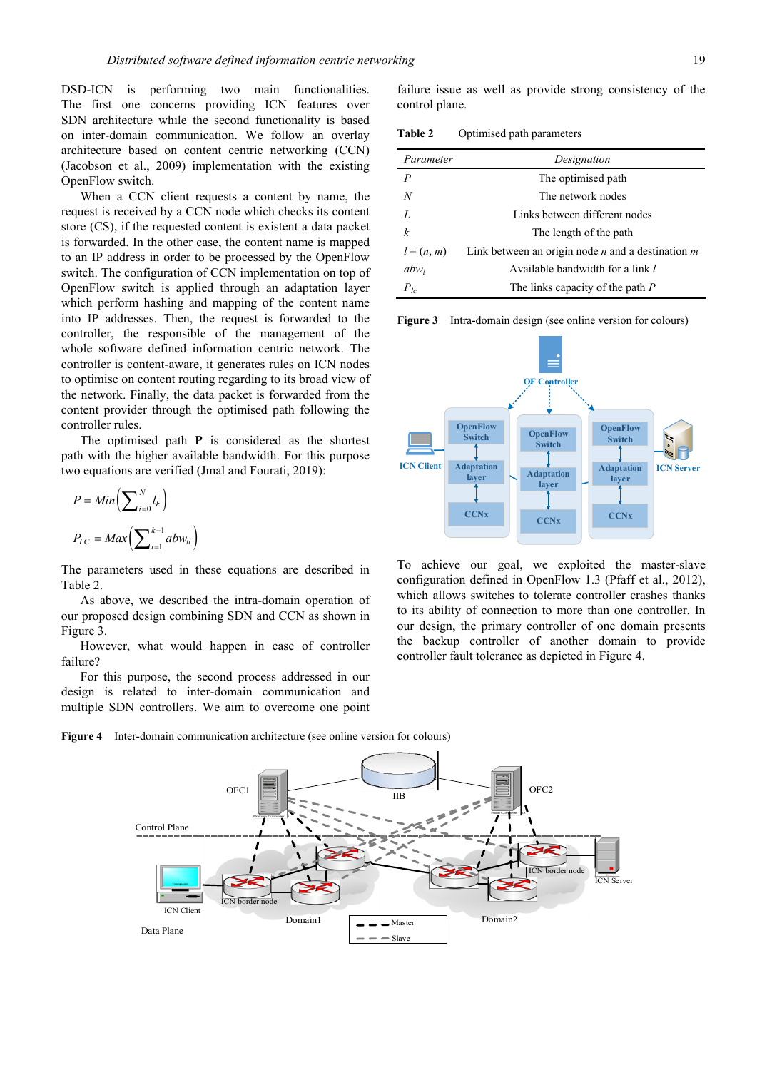DSD-ICN is performing two main functionalities. The first one covers providing ICN features over SDN architecture while the second functionality is based on inter-domain communication. We follow an overlay architecture based on content centric networking (CCN) (Jacobson et al., 2009) implementation with the existing OpenFlow switch.

When a CCN client requests a content by name, the request is received by a CCN node which checks its content store (CS), if the requested content is existent a data packet is forwarded. In the other case, the content name is mapped to an IP address in order to be processed by the OpenFlow switch. The configuration of CCN implementation on top of OpenFlow switch is applied through an adaptation layer which perform hashing and mapping of the content name into IP addresses. Then, the request is forwarded to the controller, the responsible of the management of the whole software defined information centric network. The controller is content-aware, it generates rules on ICN nodes to optimise on content routing regarding to its broad view of the network. Finally, the data packet is forwarded from the content provider through the optimised path following the controller rules.

The optimised path **P** is considered as the shortest path with the higher available bandwidth. For this purpose two equations are verified (Jmal and Fourati, 2019):

$$P = Min\left(\sum_{i=0}^{N} l_k\right)$$

$$P_{LC} = Max\left(\sum_{i=1}^{k-1} abw_{li}\right)$$

The parameters used in these equations are described in Table 2.

As above, we described the intra-domain operation of our proposed design combining SDN and CCN as shown in Figure 3.

However, what would happen in case of controller failure?

For this purpose, the second process addressed in our design is related to inter-domain communication and multiple SDN controllers. We aim to overcome one point failure issue as well as provide strong consistency of the control plane.

**Table 2** Optimised path parameters

| *Parameter* | *Designation* |
|---|---|
| $P$ | The optimised path |
| $N$ | The network nodes |
| $L$ | Links between different nodes |
| $k$ | The length of the path |
| $l = (n, m)$ | Link between an origin node $n$ and a destination $m$ |
| $abw_l$ | Available bandwidth for a link $l$ |
| $P_{lc}$ | The links capacity of the path $P$ |

**Figure 3** Intra-domain design (see online version for colours)

To achieve our goal, we exploited the master-slave configuration defined in OpenFlow 1.3 (Pfaff et al., 2012), which allows switches to tolerate controller crashes thanks to its ability of connection to more than one controller. In our design, the primary controller of one domain presents the backup controller of another domain to provide controller fault tolerance as depicted in Figure 4.

**Figure 4** Inter-domain communication architecture (see online version for colours)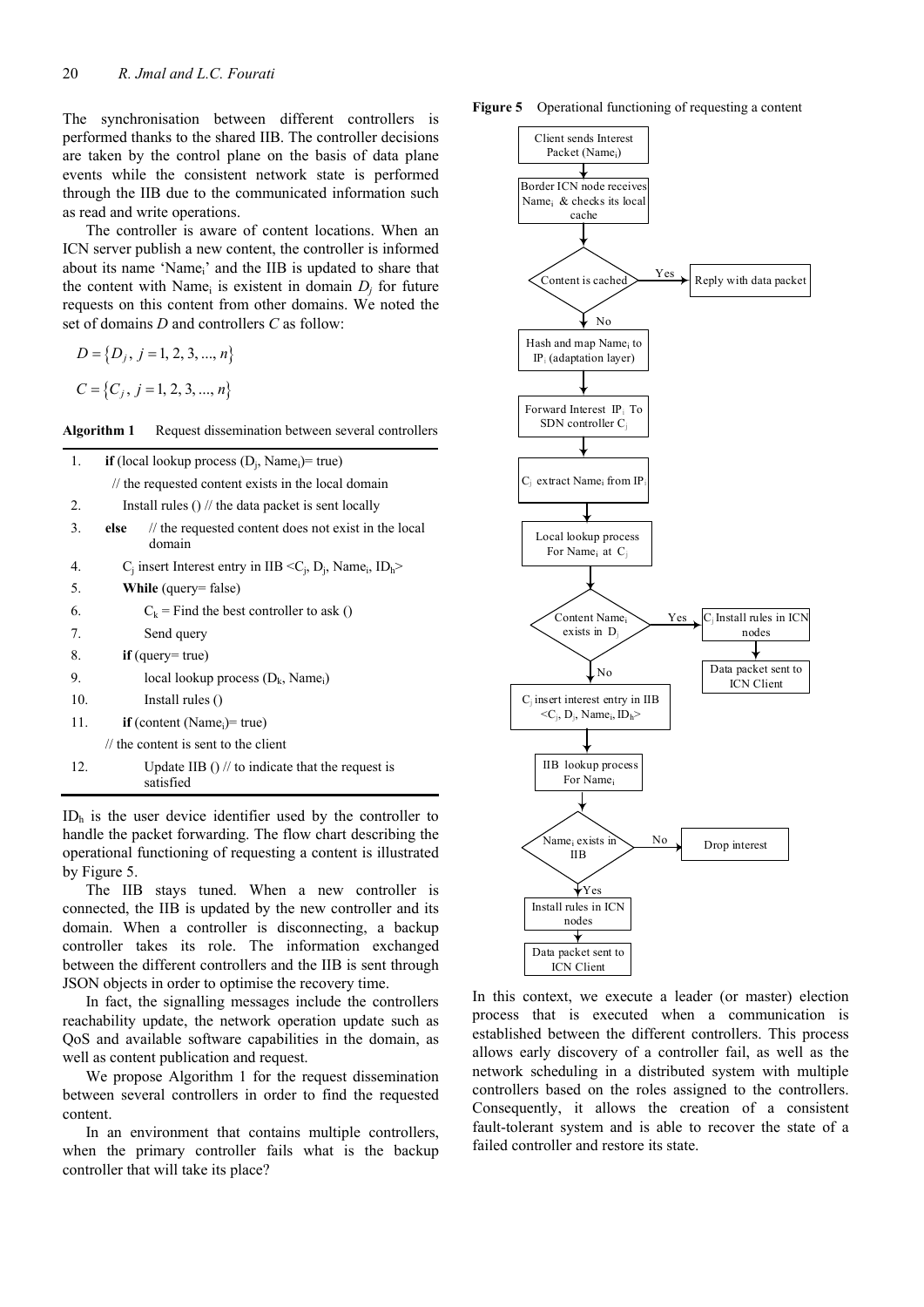The synchronisation between different controllers is performed thanks to the shared IIB. The controller decisions are taken by the control plane on the basis of data plane events while the consistent network state is performed through the IIB due to the communicated information such as read and write operations.

The controller is aware of content locations. When an ICN server publish a new content, the controller is informed about its name '$Name_i$' and the IIB is updated to share that the content with $Name_i$ is existent in domain $D_j$ for future requests on this content from other domains. We noted the set of domains $D$ and controllers $C$ as follow:

$$D = \{D_j, j = 1, 2, 3, ..., n\}$$

$$C = \{C_j, j = 1, 2, 3, ..., n\}$$

**Algorithm 1** Request dissemination between several controllers

```
1.  if (local lookup process (Dj, Namei)= true)
      // the requested content exists in the local domain
2.    Install rules () // the data packet is sent locally
3.  else  // the requested content does not exist in the local domain
4.    Cj insert Interest entry in IIB <Cj, Dj, Namei, IDh>
5.    While (query= false)
6.      Ck = Find the best controller to ask ()
7.      Send query
8.    if (query= true)
9.      local lookup process (Dk, Namei)
10.     Install rules ()
11.   if (content (Namei)= true)
      // the content is sent to the client
12.     Update IIB () // to indicate that the request is satisfied
```

$ID_h$ is the user device identifier used by the controller to handle the packet forwarding. The flow chart describing the operational functioning of requesting a content is illustrated by Figure 5.

The IIB stays tuned. When a new controller is connected, the IIB is updated by the new controller and its domain. When a controller is disconnecting, a backup controller takes its role. The information exchanged between the different controllers and the IIB is sent through JSON objects in order to optimise the recovery time.

In fact, the signalling messages include the controllers reachability update, the network operation update such as QoS and available software capabilities in the domain, as well as content publication and request.

We propose Algorithm 1 for the request dissemination between several controllers in order to find the requested content.

In an environment that contains multiple controllers, when the primary controller fails what is the backup controller that will take its place?

**Figure 5** Operational functioning of requesting a content

In this context, we execute a leader (or master) election process that is executed when a communication is established between the different controllers. This process allows early discovery of a controller fail, as well as the network scheduling in a distributed system with multiple controllers based on the roles assigned to the controllers. Consequently, it allows the creation of a consistent fault-tolerant system and is able to recover the state of a failed controller and restore its state.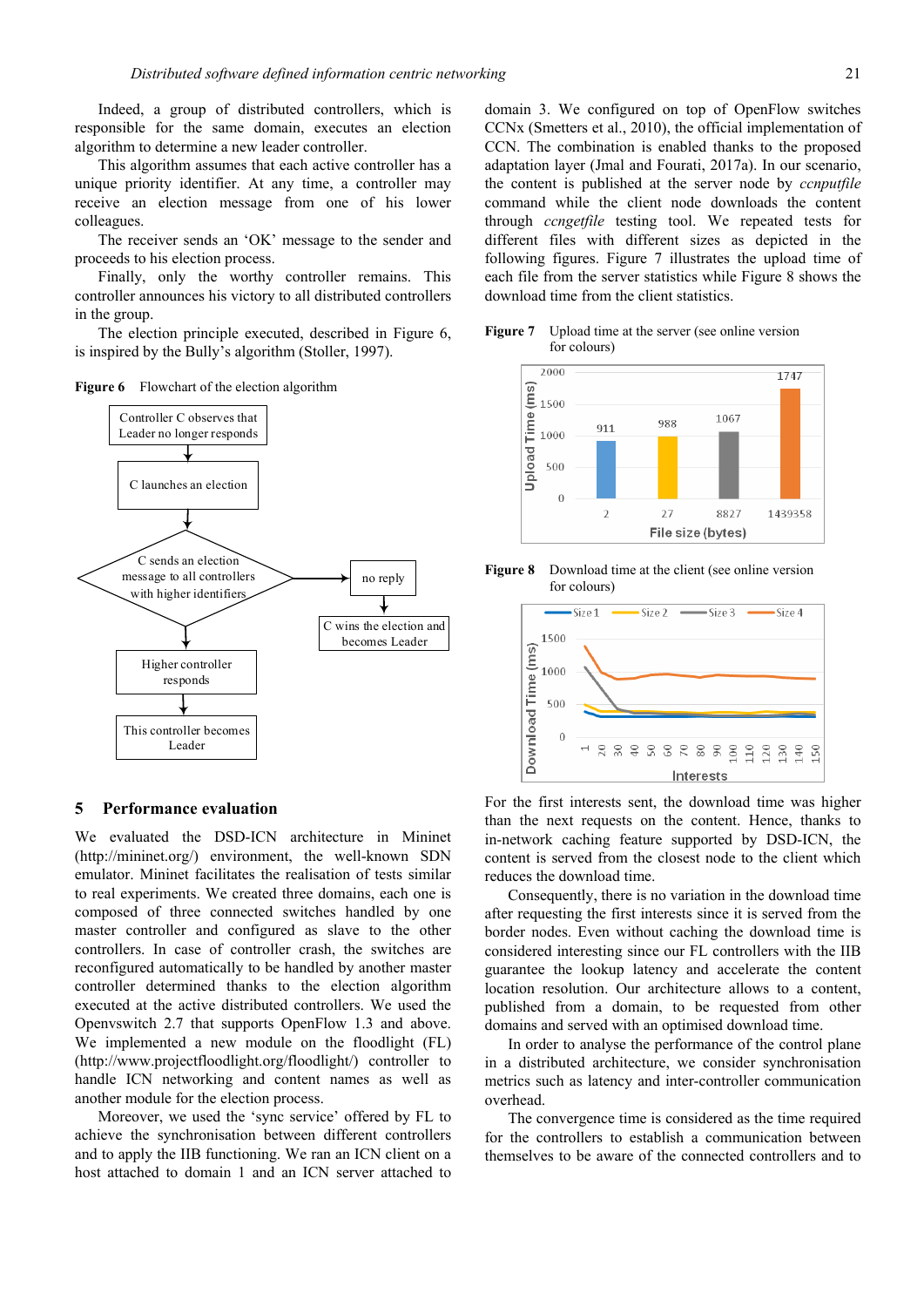Indeed, a group of distributed controllers, which is responsible for the same domain, executes an election algorithm to determine a new leader controller.

This algorithm assumes that each active controller has a unique priority identifier. At any time, a controller may receive an election message from one of his lower colleagues.

The receiver sends an 'OK' message to the sender and proceeds to his election process.

Finally, only the worthy controller remains. This controller announces his victory to all distributed controllers in the group.

The election principle executed, described in Figure 6, is inspired by the Bully's algorithm (Stoller, 1997).

**Figure 6** Flowchart of the election algorithm

## 5 Performance evaluation

We evaluated the DSD-ICN architecture in Mininet (http://mininet.org/) environment, the well-known SDN emulator. Mininet facilitates the realisation of tests similar to real experiments. We created three domains, each one is composed of three connected switches handled by one master controller and configured as slave to the other controllers. In case of controller crash, the switches are reconfigured automatically to be handled by another master controller determined thanks to the election algorithm executed at the active distributed controllers. We used the Openvswitch 2.7 that supports OpenFlow 1.3 and above. We implemented a new module on the floodlight (FL) (http://www.projectfloodlight.org/floodlight/) controller to handle ICN networking and content names as well as another module for the election process.

Moreover, we used the 'sync service' offered by FL to achieve the synchronisation between different controllers and to apply the IIB functioning. We ran an ICN client on a host attached to domain 1 and an ICN server attached to domain 3. We configured on top of OpenFlow switches CCNx (Smetters et al., 2010), the official implementation of CCN. The combination is enabled thanks to the proposed adaptation layer (Jmal and Fourati, 2017a). In our scenario, the content is published at the server node by *ccnputfile* command while the client node downloads the content through *ccngetfile* testing tool. We repeated tests for different files with different sizes as depicted in the following figures. Figure 7 illustrates the upload time of each file from the server statistics while Figure 8 shows the download time from the client statistics.

**Figure 7** Upload time at the server (see online version for colours)

**Figure 8** Download time at the client (see online version for colours)

For the first interests sent, the download time was higher than the next requests on the content. Hence, thanks to in-network caching feature supported by DSD-ICN, the content is served from the closest node to the client which reduces the download time.

Consequently, there is no variation in the download time after requesting the first interests since it is served from the border nodes. Even without caching the download time is considered interesting since our FL controllers with the IIB guarantee the lookup latency and accelerate the content location resolution. Our architecture allows to a content, published from a domain, to be requested from other domains and served with an optimised download time.

In order to analyse the performance of the control plane in a distributed architecture, we consider synchronisation metrics such as latency and inter-controller communication overhead.

The convergence time is considered as the time required for the controllers to establish a communication between themselves to be aware of the connected controllers and to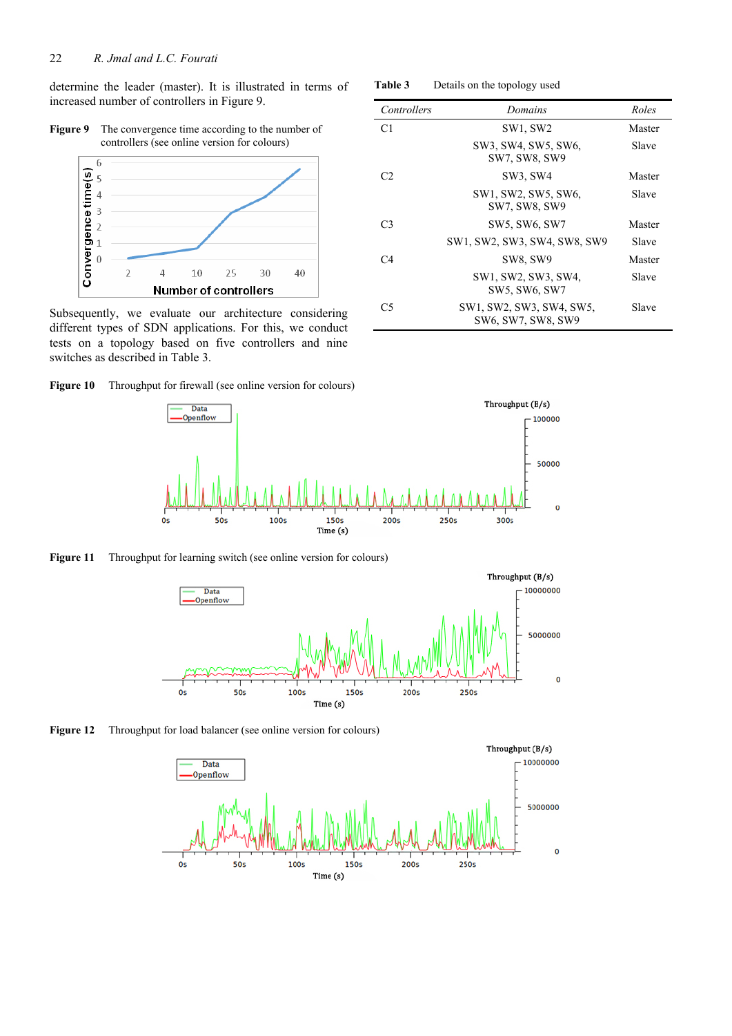determine the leader (master). It is illustrated in terms of increased number of controllers in Figure 9.

**Figure 9** The convergence time according to the number of controllers (see online version for colours)

Subsequently, we evaluate our architecture considering different types of SDN applications. For this, we conduct tests on a topology based on five controllers and nine switches as described in Table 3.

**Table 3** Details on the topology used

| *Controllers* | *Domains* | *Roles* |
|---|---|---|
| C1 | SW1, SW2 | Master |
| | SW3, SW4, SW5, SW6, SW7, SW8, SW9 | Slave |
| C2 | SW3, SW4 | Master |
| | SW1, SW2, SW5, SW6, SW7, SW8, SW9 | Slave |
| C3 | SW5, SW6, SW7 | Master |
| | SW1, SW2, SW3, SW4, SW8, SW9 | Slave |
| C4 | SW8, SW9 | Master |
| | SW1, SW2, SW3, SW4, SW5, SW6, SW7 | Slave |
| C5 | SW1, SW2, SW3, SW4, SW5, SW6, SW7, SW8, SW9 | Slave |

**Figure 10** Throughput for firewall (see online version for colours)

**Figure 11** Throughput for learning switch (see online version for colours)

**Figure 12** Throughput for load balancer (see online version for colours)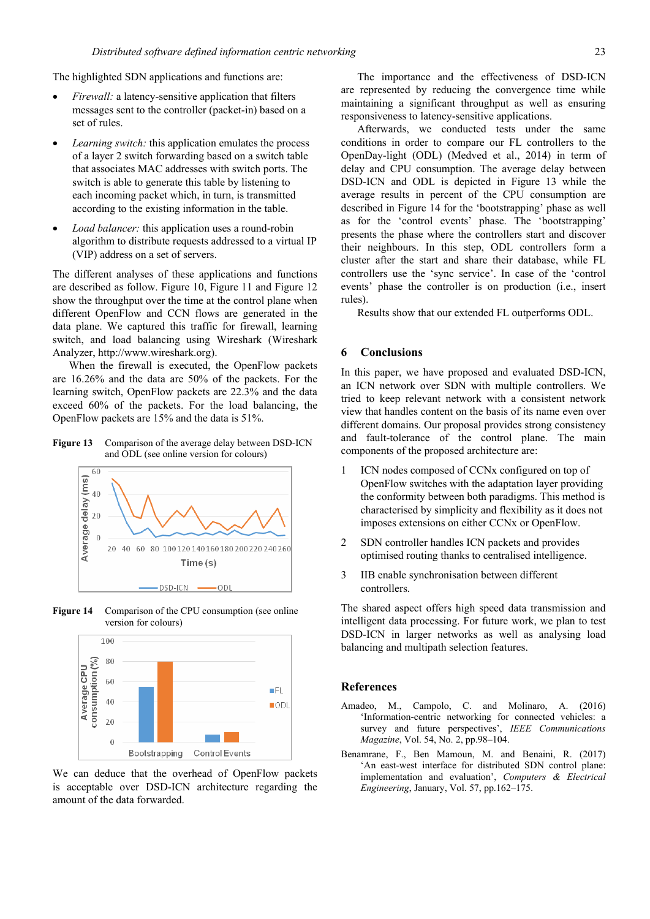The highlighted SDN applications and functions are:

- *Firewall:* a latency-sensitive application that filters messages sent to the controller (packet-in) based on a set of rules.
- *Learning switch:* this application emulates the process of a layer 2 switch forwarding based on a switch table that associates MAC addresses with switch ports. The switch is able to generate this table by listening to each incoming packet which, in turn, is transmitted according to the existing information in the table.
- *Load balancer:* this application uses a round-robin algorithm to distribute requests addressed to a virtual IP (VIP) address on a set of servers.

The different analyses of these applications and functions are described as follow. Figure 10, Figure 11 and Figure 12 show the throughput over the time at the control plane when different OpenFlow and CCN flows are generated in the data plane. We captured this traffic for firewall, learning switch, and load balancing using Wireshark (Wireshark Analyzer, http://www.wireshark.org).

When the firewall is executed, the OpenFlow packets are 16.26% and the data are 50% of the packets. For the learning switch, OpenFlow packets are 22.3% and the data exceed 60% of the packets. For the load balancing, the OpenFlow packets are 15% and the data is 51%.

**Figure 13** Comparison of the average delay between DSD-ICN and ODL (see online version for colours)

**Figure 14** Comparison of the CPU consumption (see online version for colours)

We can deduce that the overhead of OpenFlow packets is acceptable over DSD-ICN architecture regarding the amount of the data forwarded.

The importance and the effectiveness of DSD-ICN are represented by reducing the convergence time while maintaining a significant throughput as well as ensuring responsiveness to latency-sensitive applications.

Afterwards, we conducted tests under the same conditions in order to compare our FL controllers to the OpenDay-light (ODL) (Medved et al., 2014) in term of delay and CPU consumption. The average delay between DSD-ICN and ODL is depicted in Figure 13 while the average results in percent of the CPU consumption are described in Figure 14 for the 'bootstrapping' phase as well as for the 'control events' phase. The 'bootstrapping' presents the phase where the controllers start and discover their neighbours. In this step, ODL controllers form a cluster after the start and share their database, while FL controllers use the 'sync service'. In case of the 'control events' phase the controller is on production (i.e., insert rules).

Results show that our extended FL outperforms ODL.

## 6 Conclusions

In this paper, we have proposed and evaluated DSD-ICN, an ICN network over SDN with multiple controllers. We tried to keep relevant network with a consistent network view that handles content on the basis of its name even over different domains. Our proposal provides strong consistency and fault-tolerance of the control plane. The main components of the proposed architecture are:

1. ICN nodes composed of CCNx configured on top of OpenFlow switches with the adaptation layer providing the conformity between both paradigms. This method is characterised by simplicity and flexibility as it does not imposes extensions on either CCNx or OpenFlow.
2. SDN controller handles ICN packets and provides optimised routing thanks to centralised intelligence.
3. IIB enable synchronisation between different controllers.

The shared aspect offers high speed data transmission and intelligent data processing. For future work, we plan to test DSD-ICN in larger networks as well as analysing load balancing and multipath selection features.

## References

Amadeo, M., Campolo, C. and Molinaro, A. (2016) 'Information-centric networking for connected vehicles: a survey and future perspectives', *IEEE Communications Magazine*, Vol. 54, No. 2, pp.98–104.

Benamrane, F., Ben Mamoun, M. and Benaini, R. (2017) 'An east-west interface for distributed SDN control plane: implementation and evaluation', *Computers & Electrical Engineering*, January, Vol. 57, pp.162–175.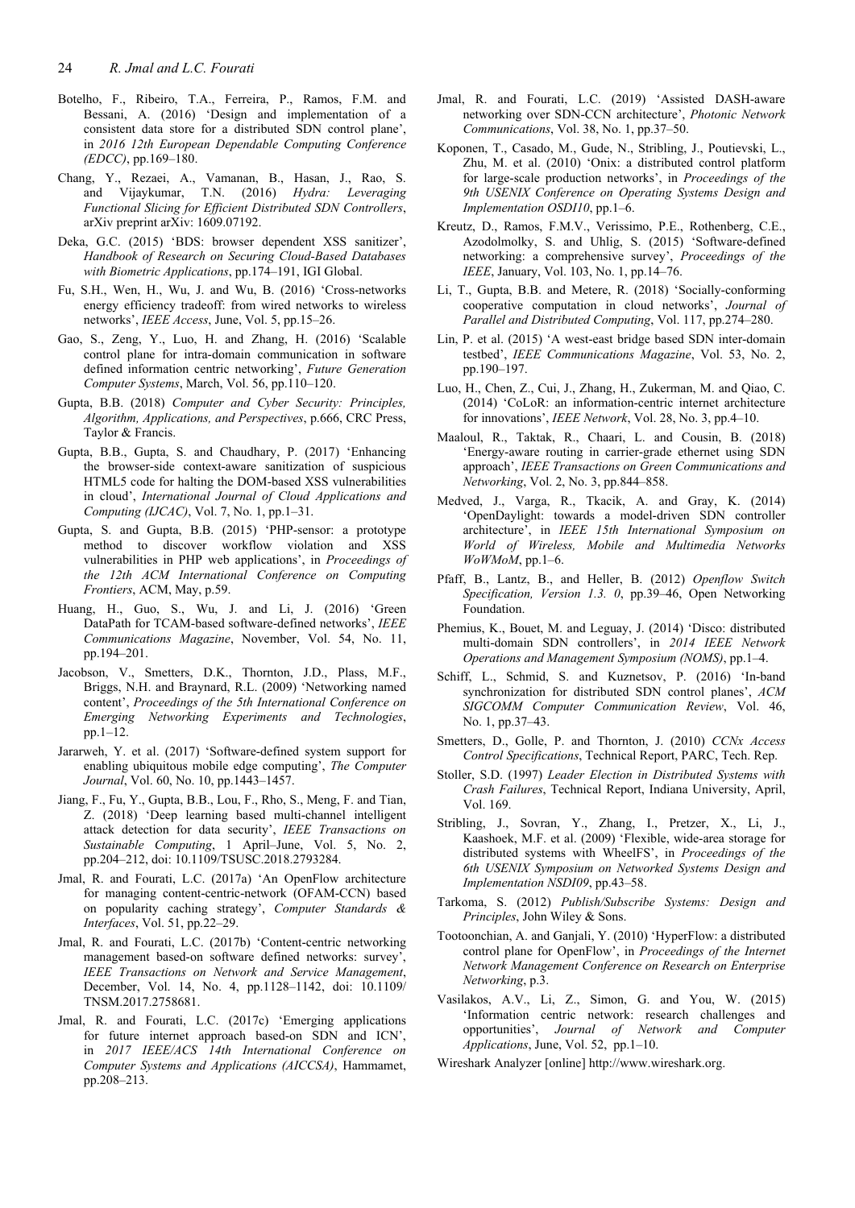Botelho, F., Ribeiro, T.A., Ferreira, P., Ramos, F.M. and Bessani, A. (2016) 'Design and implementation of a consistent data store for a distributed SDN control plane', in *2016 12th European Dependable Computing Conference (EDCC)*, pp.169–180.

Chang, Y., Rezaei, A., Vamanan, B., Hasan, J., Rao, S. and Vijaykumar, T.N. (2016) *Hydra: Leveraging Functional Slicing for Efficient Distributed SDN Controllers*, arXiv preprint arXiv: 1609.07192.

Deka, G.C. (2015) 'BDS: browser dependent XSS sanitizer', *Handbook of Research on Securing Cloud-Based Databases with Biometric Applications*, pp.174–191, IGI Global.

Fu, S.H., Wen, H., Wu, J. and Wu, B. (2016) 'Cross-networks energy efficiency tradeoff: from wired networks to wireless networks', *IEEE Access*, June, Vol. 5, pp.15–26.

Gao, S., Zeng, Y., Luo, H. and Zhang, H. (2016) 'Scalable control plane for intra-domain communication in software defined information centric networking', *Future Generation Computer Systems*, March, Vol. 56, pp.110–120.

Gupta, B.B. (2018) *Computer and Cyber Security: Principles, Algorithm, Applications, and Perspectives*, p.666, CRC Press, Taylor & Francis.

Gupta, B.B., Gupta, S. and Chaudhary, P. (2017) 'Enhancing the browser-side context-aware sanitization of suspicious HTML5 code for halting the DOM-based XSS vulnerabilities in cloud', *International Journal of Cloud Applications and Computing (IJCAC)*, Vol. 7, No. 1, pp.1–31.

Gupta, S. and Gupta, B.B. (2015) 'PHP-sensor: a prototype method to discover workflow violation and XSS vulnerabilities in PHP web applications', in *Proceedings of the 12th ACM International Conference on Computing Frontiers*, ACM, May, p.59.

Huang, H., Guo, S., Wu, J. and Li, J. (2016) 'Green DataPath for TCAM-based software-defined networks', *IEEE Communications Magazine*, November, Vol. 54, No. 11, pp.194–201.

Jacobson, V., Smetters, D.K., Thornton, J.D., Plass, M.F., Briggs, N.H. and Braynard, R.L. (2009) 'Networking named content', *Proceedings of the 5th International Conference on Emerging Networking Experiments and Technologies*, pp.1–12.

Jararweh, Y. et al. (2017) 'Software-defined system support for enabling ubiquitous mobile edge computing', *The Computer Journal*, Vol. 60, No. 10, pp.1443–1457.

Jiang, F., Fu, Y., Gupta, B.B., Lou, F., Rho, S., Meng, F. and Tian, Z. (2018) 'Deep learning based multi-channel intelligent attack detection for data security', *IEEE Transactions on Sustainable Computing*, 1 April–June, Vol. 5, No. 2, pp.204–212, doi: 10.1109/TSUSC.2018.2793284.

Jmal, R. and Fourati, L.C. (2017a) 'An OpenFlow architecture for managing content-centric-network (OFAM-CCN) based on popularity caching strategy', *Computer Standards & Interfaces*, Vol. 51, pp.22–29.

Jmal, R. and Fourati, L.C. (2017b) 'Content-centric networking management based-on software defined networks: survey', *IEEE Transactions on Network and Service Management*, December, Vol. 14, No. 4, pp.1128–1142, doi: 10.1109/TNSM.2017.2758681.

Jmal, R. and Fourati, L.C. (2017c) 'Emerging applications for future internet approach based-on SDN and ICN', in *2017 IEEE/ACS 14th International Conference on Computer Systems and Applications (AICCSA)*, Hammamet, pp.208–213.

Jmal, R. and Fourati, L.C. (2019) 'Assisted DASH-aware networking over SDN-CCN architecture', *Photonic Network Communications*, Vol. 38, No. 1, pp.37–50.

Koponen, T., Casado, M., Gude, N., Stribling, J., Poutievski, L., Zhu, M. et al. (2010) 'Onix: a distributed control platform for large-scale production networks', in *Proceedings of the 9th USENIX Conference on Operating Systems Design and Implementation OSDI10*, pp.1–6.

Kreutz, D., Ramos, F.M.V., Verissimo, P.E., Rothenberg, C.E., Azodolmolky, S. and Uhlig, S. (2015) 'Software-defined networking: a comprehensive survey', *Proceedings of the IEEE*, January, Vol. 103, No. 1, pp.14–76.

Li, T., Gupta, B.B. and Metere, R. (2018) 'Socially-conforming cooperative computation in cloud networks', *Journal of Parallel and Distributed Computing*, Vol. 117, pp.274–280.

Lin, P. et al. (2015) 'A west-east bridge based SDN inter-domain testbed', *IEEE Communications Magazine*, Vol. 53, No. 2, pp.190–197.

Luo, H., Chen, Z., Cui, J., Zhang, H., Zukerman, M. and Qiao, C. (2014) 'CoLoR: an information-centric internet architecture for innovations', *IEEE Network*, Vol. 28, No. 3, pp.4–10.

Maaloul, R., Taktak, R., Chaari, L. and Cousin, B. (2018) 'Energy-aware routing in carrier-grade ethernet using SDN approach', *IEEE Transactions on Green Communications and Networking*, Vol. 2, No. 3, pp.844–858.

Medved, J., Varga, R., Tkacik, A. and Gray, K. (2014) 'OpenDaylight: towards a model-driven SDN controller architecture', in *IEEE 15th International Symposium on World of Wireless, Mobile and Multimedia Networks WoWMoM*, pp.1–6.

Pfaff, B., Lantz, B., and Heller, B. (2012) *Openflow Switch Specification, Version 1.3. 0*, pp.39–46, Open Networking Foundation.

Phemius, K., Bouet, M. and Leguay, J. (2014) 'Disco: distributed multi-domain SDN controllers', in *2014 IEEE Network Operations and Management Symposium (NOMS)*, pp.1–4.

Schiff, L., Schmid, S. and Kuznetsov, P. (2016) 'In-band synchronization for distributed SDN control planes', *ACM SIGCOMM Computer Communication Review*, Vol. 46, No. 1, pp.37–43.

Smetters, D., Golle, P. and Thornton, J. (2010) *CCNx Access Control Specifications*, Technical Report, PARC, Tech. Rep.

Stoller, S.D. (1997) *Leader Election in Distributed Systems with Crash Failures*, Technical Report, Indiana University, April, Vol. 169.

Stribling, J., Sovran, Y., Zhang, I., Pretzer, X., Li, J., Kaashoek, M.F. et al. (2009) 'Flexible, wide-area storage for distributed systems with WheelFS', in *Proceedings of the 6th USENIX Symposium on Networked Systems Design and Implementation NSDI09*, pp.43–58.

Tarkoma, S. (2012) *Publish/Subscribe Systems: Design and Principles*, John Wiley & Sons.

Tootoonchian, A. and Ganjali, Y. (2010) 'HyperFlow: a distributed control plane for OpenFlow', in *Proceedings of the Internet Network Management Conference on Research on Enterprise Networking*, p.3.

Vasilakos, A.V., Li, Z., Simon, G. and You, W. (2015) 'Information centric network: research challenges and opportunities', *Journal of Network and Computer Applications*, June, Vol. 52, pp.1–10.

Wireshark Analyzer [online] http://www.wireshark.org.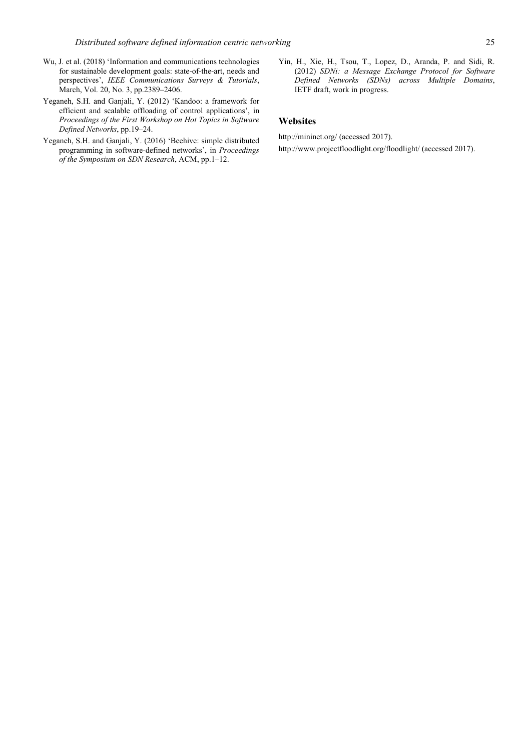Wu, J. et al. (2018) 'Information and communications technologies for sustainable development goals: state-of-the-art, needs and perspectives', *IEEE Communications Surveys & Tutorials*, March, Vol. 20, No. 3, pp.2389–2406.

Yeganeh, S.H. and Ganjali, Y. (2012) 'Kandoo: a framework for efficient and scalable offloading of control applications', in *Proceedings of the First Workshop on Hot Topics in Software Defined Networks*, pp.19–24.

Yeganeh, S.H. and Ganjali, Y. (2016) 'Beehive: simple distributed programming in software-defined networks', in *Proceedings of the Symposium on SDN Research*, ACM, pp.1–12.

Yin, H., Xie, H., Tsou, T., Lopez, D., Aranda, P. and Sidi, R. (2012) *SDNi: a Message Exchange Protocol for Software Defined Networks (SDNs) across Multiple Domains*, IETF draft, work in progress.

## Websites

http://mininet.org/ (accessed 2017).

http://www.projectfloodlight.org/floodlight/ (accessed 2017).